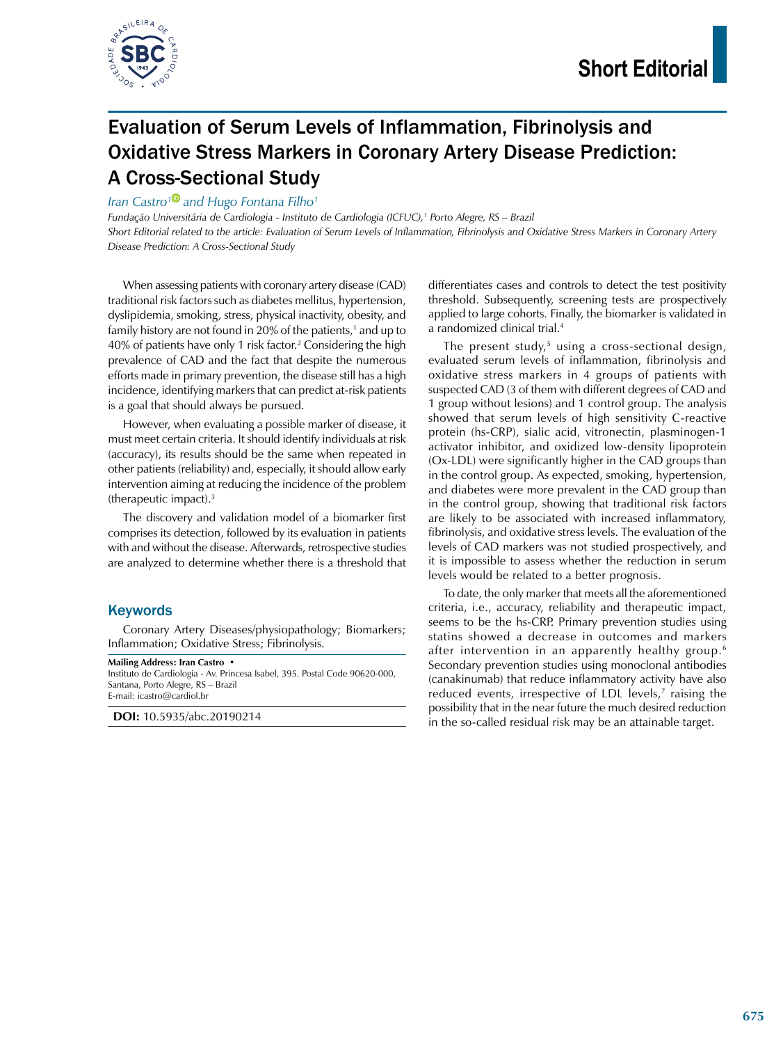Short Editorial

# Evaluation of Serum Levels of Inflammation, Fibrinolysis and Oxidative Stress Markers in Coronary Artery Disease Prediction: A Cross-Sectional Study

*Iran Castro[1] and Hugo Fontana Filho[1]*

*Fundação Universitária de Cardiologia - Instituto de Cardiologia (ICFUC),[1] Porto Alegre, RS – Brazil*

*Short Editorial related to the article: Evaluation of Serum Levels of Inflammation, Fibrinolysis and Oxidative Stress Markers in Coronary Artery Disease Prediction: A Cross-Sectional Study*

When assessing patients with coronary artery disease (CAD) traditional risk factors such as diabetes mellitus, hypertension, dyslipidemia, smoking, stress, physical inactivity, obesity, and family history are not found in 20% of the patients,[1] and up to 40% of patients have only 1 risk factor.[2] Considering the high prevalence of CAD and the fact that despite the numerous efforts made in primary prevention, the disease still has a high incidence, identifying markers that can predict at-risk patients is a goal that should always be pursued.

However, when evaluating a possible marker of disease, it must meet certain criteria. It should identify individuals at risk (accuracy), its results should be the same when repeated in other patients (reliability) and, especially, it should allow early intervention aiming at reducing the incidence of the problem (therapeutic impact).[3]

The discovery and validation model of a biomarker first comprises its detection, followed by its evaluation in patients with and without the disease. Afterwards, retrospective studies are analyzed to determine whether there is a threshold that differentiates cases and controls to detect the test positivity threshold. Subsequently, screening tests are prospectively applied to large cohorts. Finally, the biomarker is validated in a randomized clinical trial.[4]

The present study,[5] using a cross-sectional design, evaluated serum levels of inflammation, fibrinolysis and oxidative stress markers in 4 groups of patients with suspected CAD (3 of them with different degrees of CAD and 1 group without lesions) and 1 control group. The analysis showed that serum levels of high sensitivity C-reactive protein (hs-CRP), sialic acid, vitronectin, plasminogen-1 activator inhibitor, and oxidized low-density lipoprotein (Ox-LDL) were significantly higher in the CAD groups than in the control group. As expected, smoking, hypertension, and diabetes were more prevalent in the CAD group than in the control group, showing that traditional risk factors are likely to be associated with increased inflammatory, fibrinolysis, and oxidative stress levels. The evaluation of the levels of CAD markers was not studied prospectively, and it is impossible to assess whether the reduction in serum levels would be related to a better prognosis.

To date, the only marker that meets all the aforementioned criteria, i.e., accuracy, reliability and therapeutic impact, seems to be the hs-CRP. Primary prevention studies using statins showed a decrease in outcomes and markers after intervention in an apparently healthy group.[6] Secondary prevention studies using monoclonal antibodies (canakinumab) that reduce inflammatory activity have also reduced events, irrespective of LDL levels,[7] raising the possibility that in the near future the much desired reduction in the so-called residual risk may be an attainable target.

## Keywords

Coronary Artery Diseases/physiopathology; Biomarkers; Inflammation; Oxidative Stress; Fibrinolysis.

**Mailing Address: Iran Castro •**
Instituto de Cardiologia - Av. Princesa Isabel, 395. Postal Code 90620-000, Santana, Porto Alegre, RS – Brazil
E-mail: icastro@cardiol.br

**DOI:** 10.5935/abc.20190214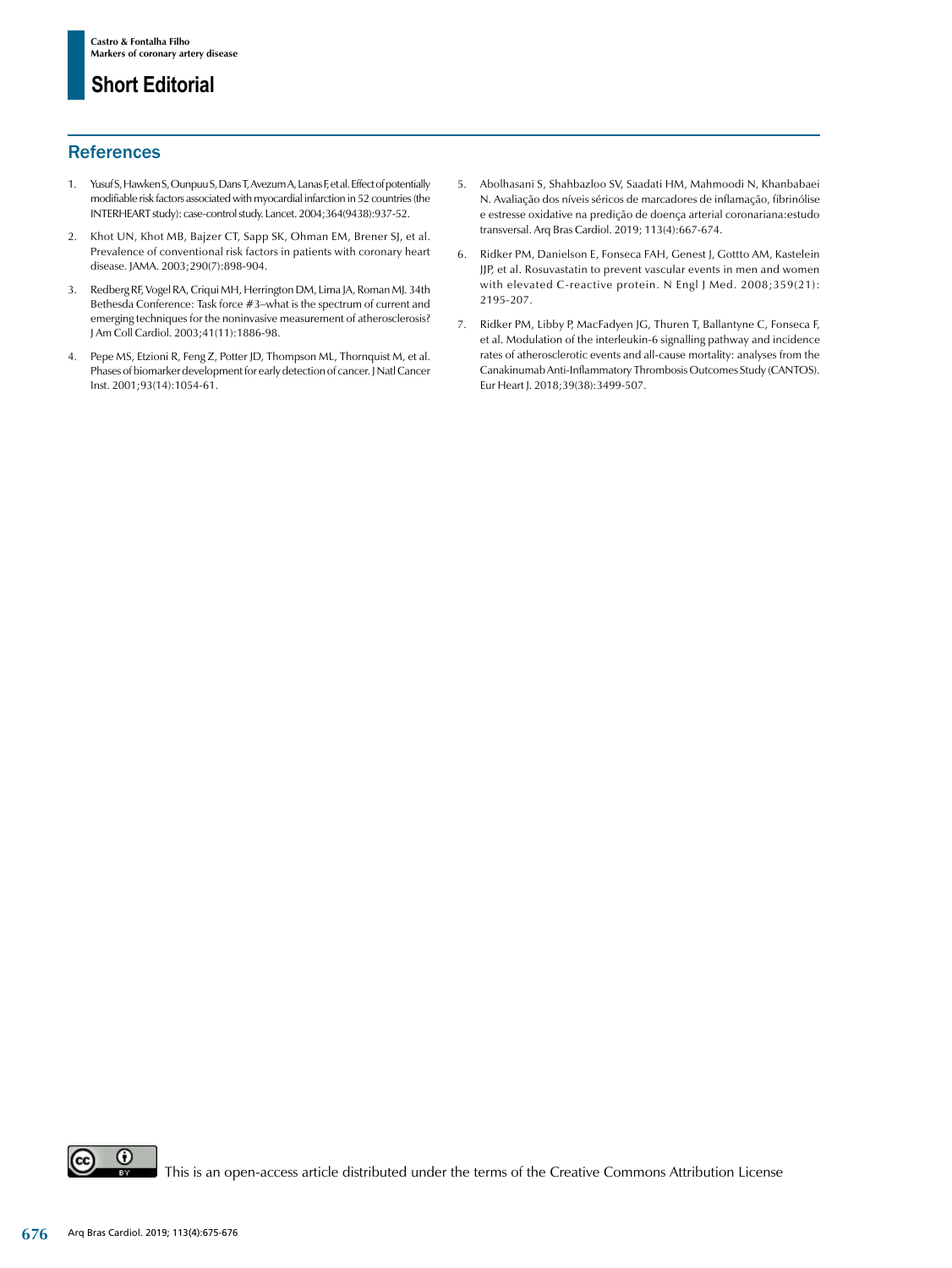## References

1. Yusuf S, Hawken S, Ounpuu S, Dans T, Avezum A, Lanas F, et al. Effect of potentially modifiable risk factors associated with myocardial infarction in 52 countries (the INTERHEART study): case-control study. Lancet. 2004;364(9438):937-52.
2. Khot UN, Khot MB, Bajzer CT, Sapp SK, Ohman EM, Brener SJ, et al. Prevalence of conventional risk factors in patients with coronary heart disease. JAMA. 2003;290(7):898-904.
3. Redberg RF, Vogel RA, Criqui MH, Herrington DM, Lima JA, Roman MJ. 34th Bethesda Conference: Task force #3–what is the spectrum of current and emerging techniques for the noninvasive measurement of atherosclerosis? J Am Coll Cardiol. 2003;41(11):1886-98.
4. Pepe MS, Etzioni R, Feng Z, Potter JD, Thompson ML, Thornquist M, et al. Phases of biomarker development for early detection of cancer. J Natl Cancer Inst. 2001;93(14):1054-61.
5. Abolhasani S, Shahbazloo SV, Saadati HM, Mahmoodi N, Khanbabaei N. Avaliação dos níveis séricos de marcadores de inflamação, fibrinólise e estresse oxidative na predição de doença arterial coronariana:estudo transversal. Arq Bras Cardiol. 2019; 113(4):667-674.
6. Ridker PM, Danielson E, Fonseca FAH, Genest J, Gottto AM, Kastelein JJP, et al. Rosuvastatin to prevent vascular events in men and women with elevated C-reactive protein. N Engl J Med. 2008;359(21): 2195-207.
7. Ridker PM, Libby P, MacFadyen JG, Thuren T, Ballantyne C, Fonseca F, et al. Modulation of the interleukin-6 signalling pathway and incidence rates of atherosclerotic events and all-cause mortality: analyses from the Canakinumab Anti-Inflammatory Thrombosis Outcomes Study (CANTOS). Eur Heart J. 2018;39(38):3499-507.

This is an open-access article distributed under the terms of the Creative Commons Attribution License